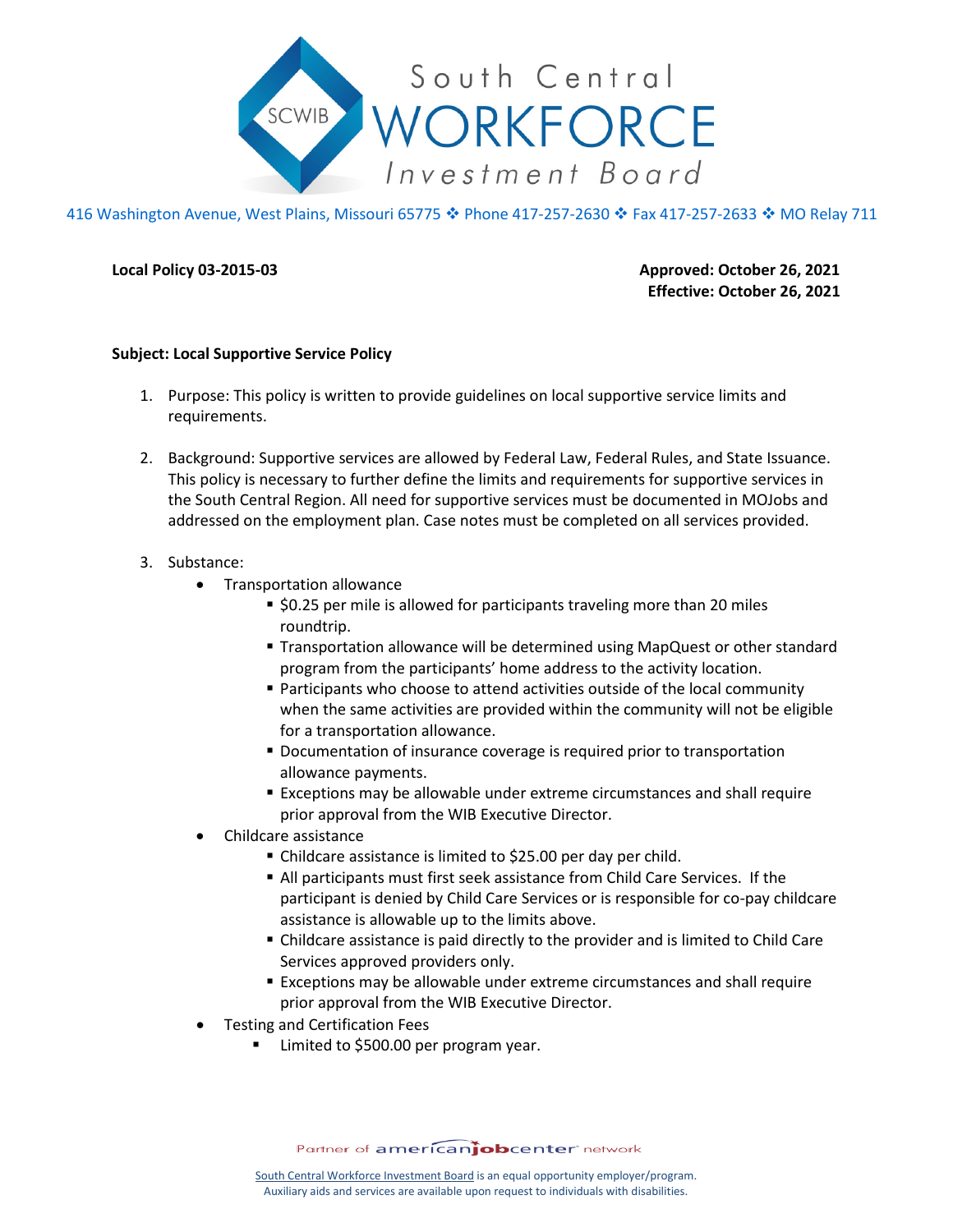# South Central WORKFORCE Investment Board

416 Washington Avenue, West Plains, Missouri 65775 ❖ Phone 417-257-2630 ❖ Fax 417-257-2633 ❖ MO Relay 711

**Local Policy 03-2015-03**

**Approved: October 26, 2021**
**Effective: October 26, 2021**

**Subject: Local Supportive Service Policy**

1. Purpose: This policy is written to provide guidelines on local supportive service limits and requirements.

2. Background: Supportive services are allowed by Federal Law, Federal Rules, and State Issuance. This policy is necessary to further define the limits and requirements for supportive services in the South Central Region. All need for supportive services must be documented in MOJobs and addressed on the employment plan. Case notes must be completed on all services provided.

3. Substance:
   - Transportation allowance
     - $0.25 per mile is allowed for participants traveling more than 20 miles roundtrip.
     - Transportation allowance will be determined using MapQuest or other standard program from the participants' home address to the activity location.
     - Participants who choose to attend activities outside of the local community when the same activities are provided within the community will not be eligible for a transportation allowance.
     - Documentation of insurance coverage is required prior to transportation allowance payments.
     - Exceptions may be allowable under extreme circumstances and shall require prior approval from the WIB Executive Director.
   - Childcare assistance
     - Childcare assistance is limited to $25.00 per day per child.
     - All participants must first seek assistance from Child Care Services. If the participant is denied by Child Care Services or is responsible for co-pay childcare assistance is allowable up to the limits above.
     - Childcare assistance is paid directly to the provider and is limited to Child Care Services approved providers only.
     - Exceptions may be allowable under extreme circumstances and shall require prior approval from the WIB Executive Director.
   - Testing and Certification Fees
     - Limited to $500.00 per program year.

Partner of americanjobcenter network

South Central Workforce Investment Board is an equal opportunity employer/program.
Auxiliary aids and services are available upon request to individuals with disabilities.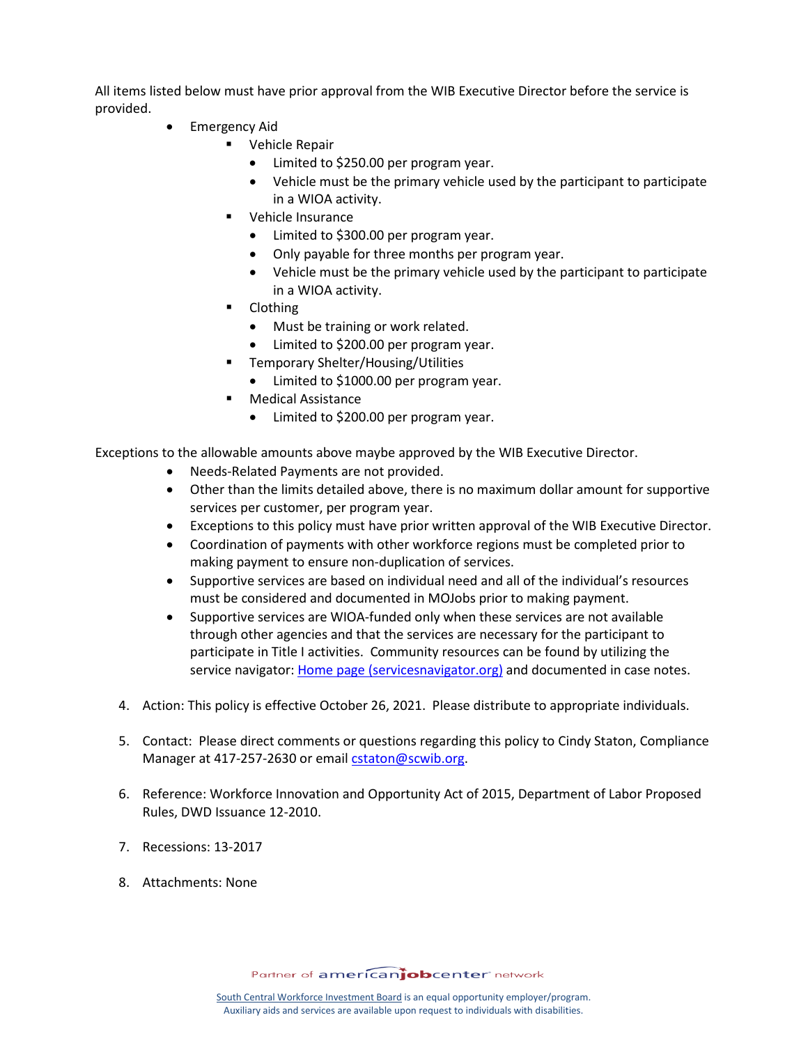All items listed below must have prior approval from the WIB Executive Director before the service is provided.

- Emergency Aid
  - Vehicle Repair
    - Limited to $250.00 per program year.
    - Vehicle must be the primary vehicle used by the participant to participate in a WIOA activity.
  - Vehicle Insurance
    - Limited to $300.00 per program year.
    - Only payable for three months per program year.
    - Vehicle must be the primary vehicle used by the participant to participate in a WIOA activity.
  - Clothing
    - Must be training or work related.
    - Limited to $200.00 per program year.
  - Temporary Shelter/Housing/Utilities
    - Limited to $1000.00 per program year.
  - Medical Assistance
    - Limited to $200.00 per program year.

Exceptions to the allowable amounts above maybe approved by the WIB Executive Director.

- Needs-Related Payments are not provided.
- Other than the limits detailed above, there is no maximum dollar amount for supportive services per customer, per program year.
- Exceptions to this policy must have prior written approval of the WIB Executive Director.
- Coordination of payments with other workforce regions must be completed prior to making payment to ensure non-duplication of services.
- Supportive services are based on individual need and all of the individual's resources must be considered and documented in MOJobs prior to making payment.
- Supportive services are WIOA-funded only when these services are not available through other agencies and that the services are necessary for the participant to participate in Title I activities. Community resources can be found by utilizing the service navigator: [Home page (servicesnavigator.org)](servicesnavigator.org) and documented in case notes.

4. Action: This policy is effective October 26, 2021. Please distribute to appropriate individuals.

5. Contact: Please direct comments or questions regarding this policy to Cindy Staton, Compliance Manager at 417-257-2630 or email cstaton@scwib.org.

6. Reference: Workforce Innovation and Opportunity Act of 2015, Department of Labor Proposed Rules, DWD Issuance 12-2010.

7. Recessions: 13-2017

8. Attachments: None

Partner of americanjobcenter network

South Central Workforce Investment Board is an equal opportunity employer/program.
Auxiliary aids and services are available upon request to individuals with disabilities.